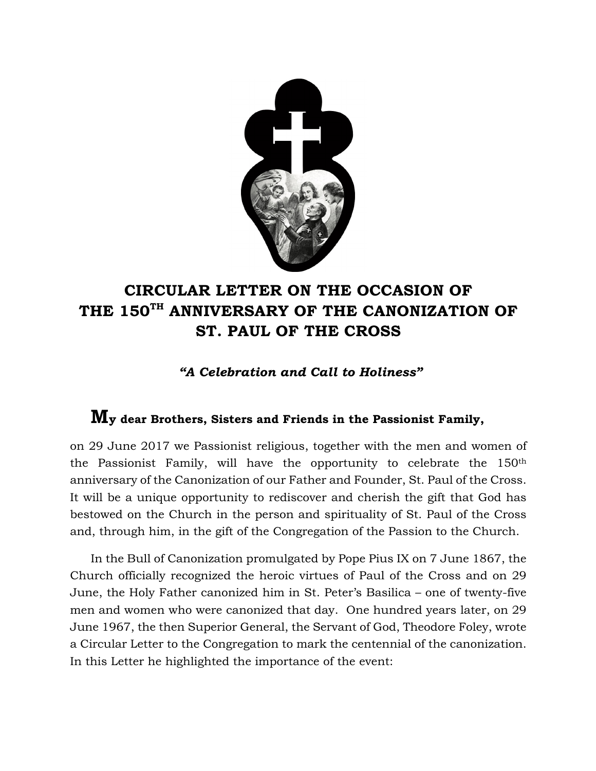# CIRCULAR LETTER ON THE OCCASION OF THE 150TH ANNIVERSARY OF THE CANONIZATION OF ST. PAUL OF THE CROSS

***"A Celebration and Call to Holiness"***

**My dear Brothers, Sisters and Friends in the Passionist Family,**

on 29 June 2017 we Passionist religious, together with the men and women of the Passionist Family, will have the opportunity to celebrate the 150th anniversary of the Canonization of our Father and Founder, St. Paul of the Cross. It will be a unique opportunity to rediscover and cherish the gift that God has bestowed on the Church in the person and spirituality of St. Paul of the Cross and, through him, in the gift of the Congregation of the Passion to the Church.

In the Bull of Canonization promulgated by Pope Pius IX on 7 June 1867, the Church officially recognized the heroic virtues of Paul of the Cross and on 29 June, the Holy Father canonized him in St. Peter's Basilica – one of twenty-five men and women who were canonized that day. One hundred years later, on 29 June 1967, the then Superior General, the Servant of God, Theodore Foley, wrote a Circular Letter to the Congregation to mark the centennial of the canonization. In this Letter he highlighted the importance of the event: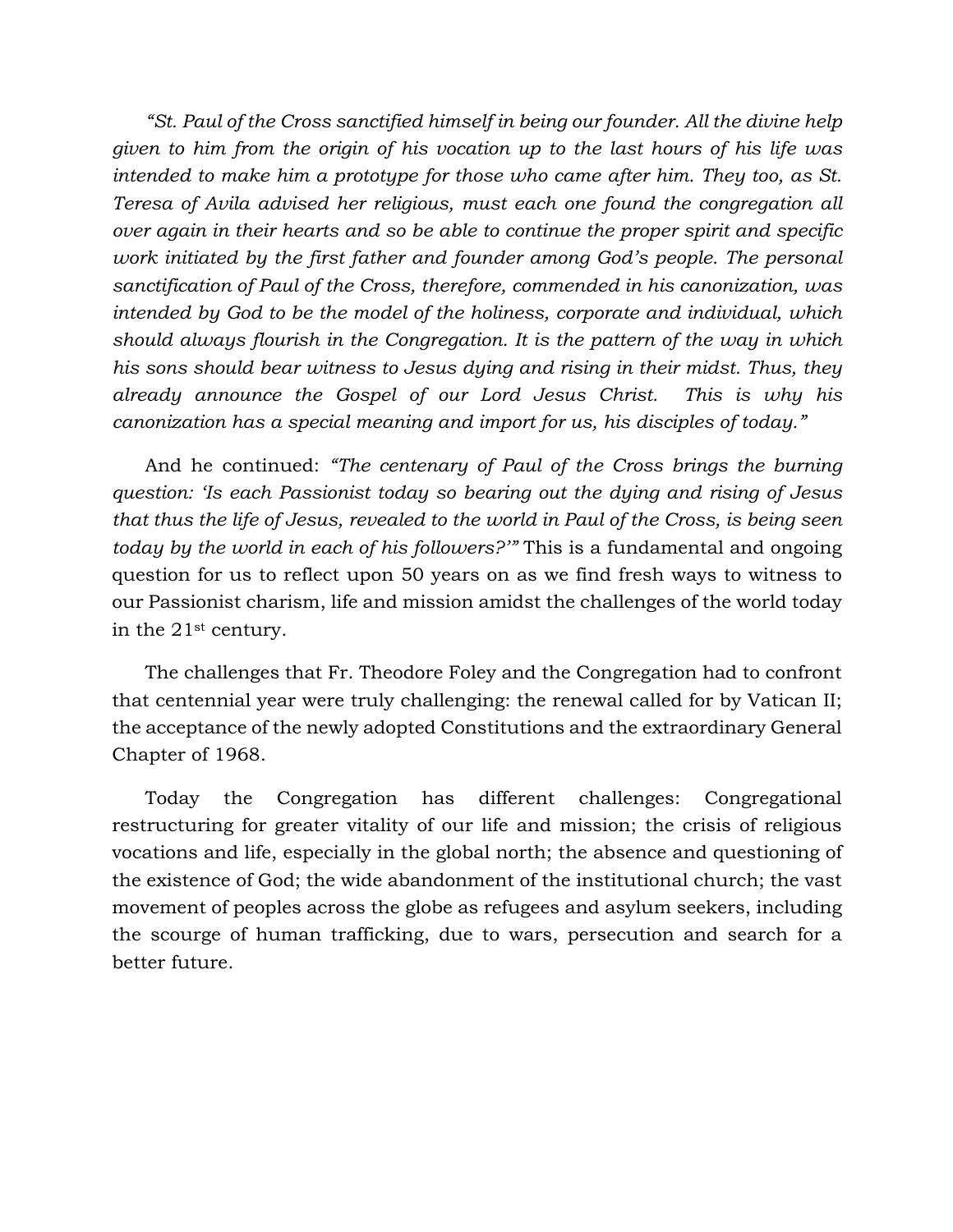*"St. Paul of the Cross sanctified himself in being our founder. All the divine help given to him from the origin of his vocation up to the last hours of his life was intended to make him a prototype for those who came after him. They too, as St. Teresa of Avila advised her religious, must each one found the congregation all over again in their hearts and so be able to continue the proper spirit and specific work initiated by the first father and founder among God's people. The personal sanctification of Paul of the Cross, therefore, commended in his canonization, was intended by God to be the model of the holiness, corporate and individual, which should always flourish in the Congregation. It is the pattern of the way in which his sons should bear witness to Jesus dying and rising in their midst. Thus, they already announce the Gospel of our Lord Jesus Christ. This is why his canonization has a special meaning and import for us, his disciples of today."*

And he continued: *"The centenary of Paul of the Cross brings the burning question: 'Is each Passionist today so bearing out the dying and rising of Jesus that thus the life of Jesus, revealed to the world in Paul of the Cross, is being seen today by the world in each of his followers?'"* This is a fundamental and ongoing question for us to reflect upon 50 years on as we find fresh ways to witness to our Passionist charism, life and mission amidst the challenges of the world today in the 21st century.

The challenges that Fr. Theodore Foley and the Congregation had to confront that centennial year were truly challenging: the renewal called for by Vatican II; the acceptance of the newly adopted Constitutions and the extraordinary General Chapter of 1968.

Today the Congregation has different challenges: Congregational restructuring for greater vitality of our life and mission; the crisis of religious vocations and life, especially in the global north; the absence and questioning of the existence of God; the wide abandonment of the institutional church; the vast movement of peoples across the globe as refugees and asylum seekers, including the scourge of human trafficking, due to wars, persecution and search for a better future.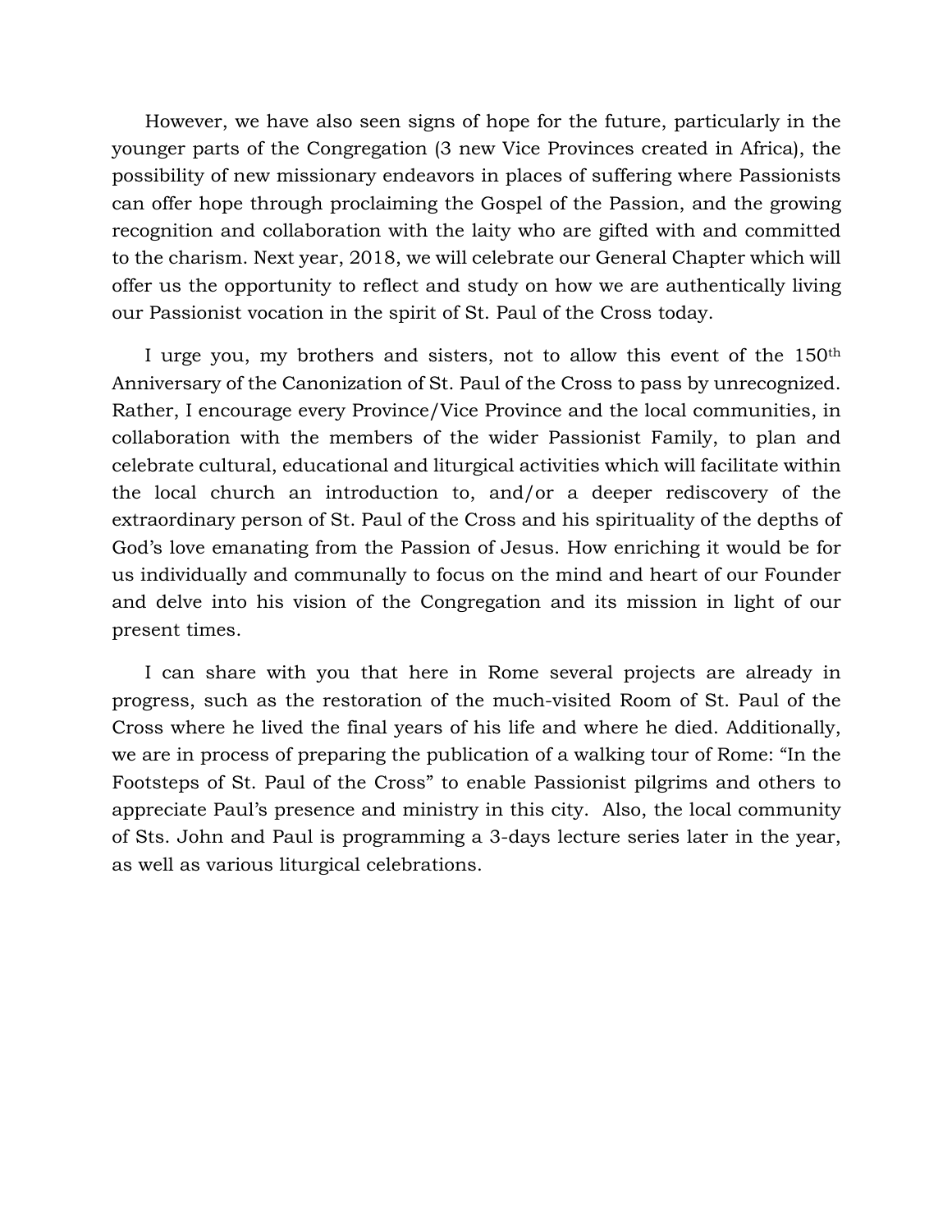However, we have also seen signs of hope for the future, particularly in the younger parts of the Congregation (3 new Vice Provinces created in Africa), the possibility of new missionary endeavors in places of suffering where Passionists can offer hope through proclaiming the Gospel of the Passion, and the growing recognition and collaboration with the laity who are gifted with and committed to the charism. Next year, 2018, we will celebrate our General Chapter which will offer us the opportunity to reflect and study on how we are authentically living our Passionist vocation in the spirit of St. Paul of the Cross today.

I urge you, my brothers and sisters, not to allow this event of the 150th Anniversary of the Canonization of St. Paul of the Cross to pass by unrecognized. Rather, I encourage every Province/Vice Province and the local communities, in collaboration with the members of the wider Passionist Family, to plan and celebrate cultural, educational and liturgical activities which will facilitate within the local church an introduction to, and/or a deeper rediscovery of the extraordinary person of St. Paul of the Cross and his spirituality of the depths of God's love emanating from the Passion of Jesus. How enriching it would be for us individually and communally to focus on the mind and heart of our Founder and delve into his vision of the Congregation and its mission in light of our present times.

I can share with you that here in Rome several projects are already in progress, such as the restoration of the much-visited Room of St. Paul of the Cross where he lived the final years of his life and where he died. Additionally, we are in process of preparing the publication of a walking tour of Rome: "In the Footsteps of St. Paul of the Cross" to enable Passionist pilgrims and others to appreciate Paul's presence and ministry in this city. Also, the local community of Sts. John and Paul is programming a 3-days lecture series later in the year, as well as various liturgical celebrations.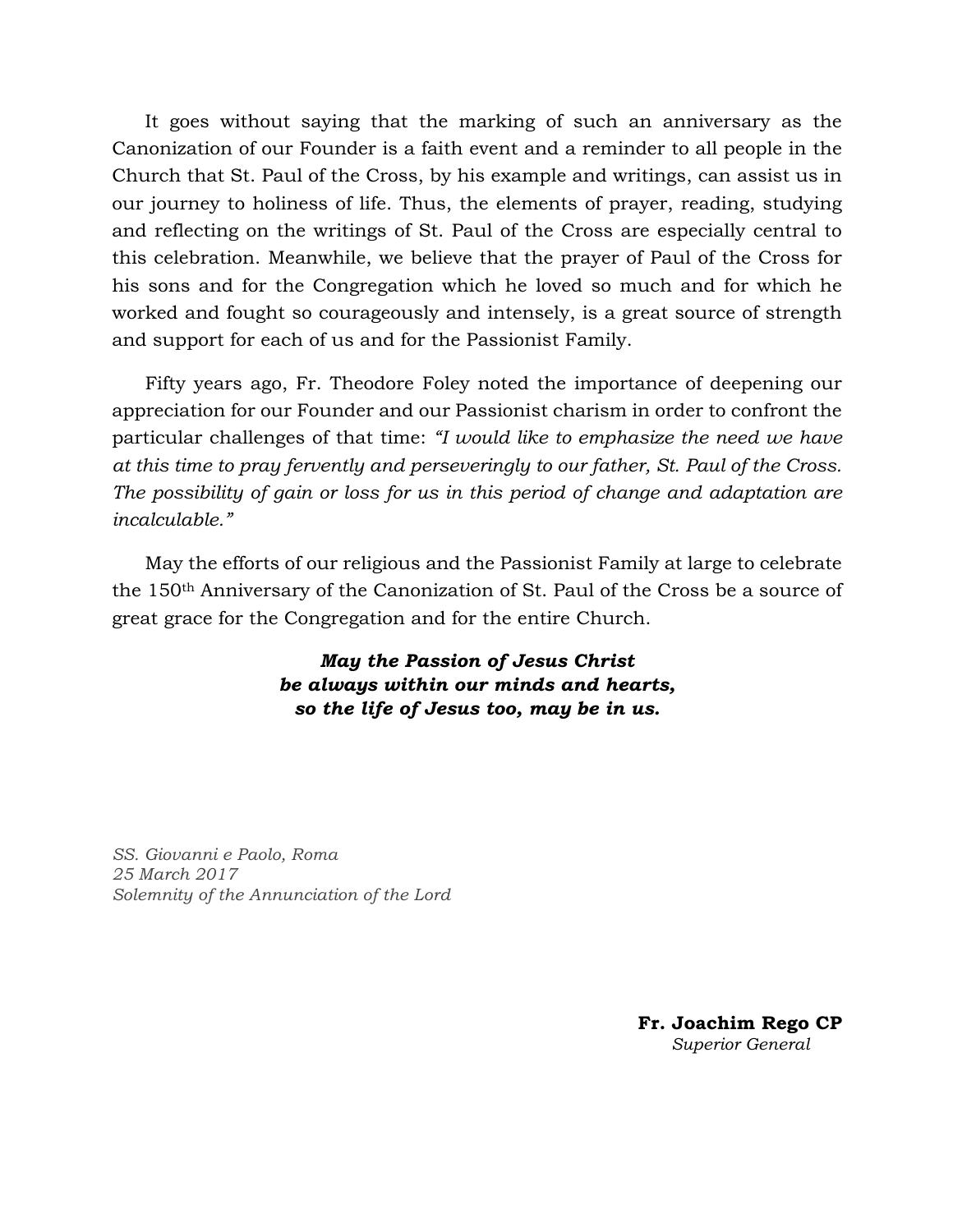It goes without saying that the marking of such an anniversary as the Canonization of our Founder is a faith event and a reminder to all people in the Church that St. Paul of the Cross, by his example and writings, can assist us in our journey to holiness of life. Thus, the elements of prayer, reading, studying and reflecting on the writings of St. Paul of the Cross are especially central to this celebration. Meanwhile, we believe that the prayer of Paul of the Cross for his sons and for the Congregation which he loved so much and for which he worked and fought so courageously and intensely, is a great source of strength and support for each of us and for the Passionist Family.

Fifty years ago, Fr. Theodore Foley noted the importance of deepening our appreciation for our Founder and our Passionist charism in order to confront the particular challenges of that time: *"I would like to emphasize the need we have at this time to pray fervently and perseveringly to our father, St. Paul of the Cross. The possibility of gain or loss for us in this period of change and adaptation are incalculable."*

May the efforts of our religious and the Passionist Family at large to celebrate the 150th Anniversary of the Canonization of St. Paul of the Cross be a source of great grace for the Congregation and for the entire Church.

***May the Passion of Jesus Christ***
***be always within our minds and hearts,***
***so the life of Jesus too, may be in us.***

*SS. Giovanni e Paolo, Roma*
*25 March 2017*
*Solemnity of the Annunciation of the Lord*

**Fr. Joachim Rego CP**
*Superior General*